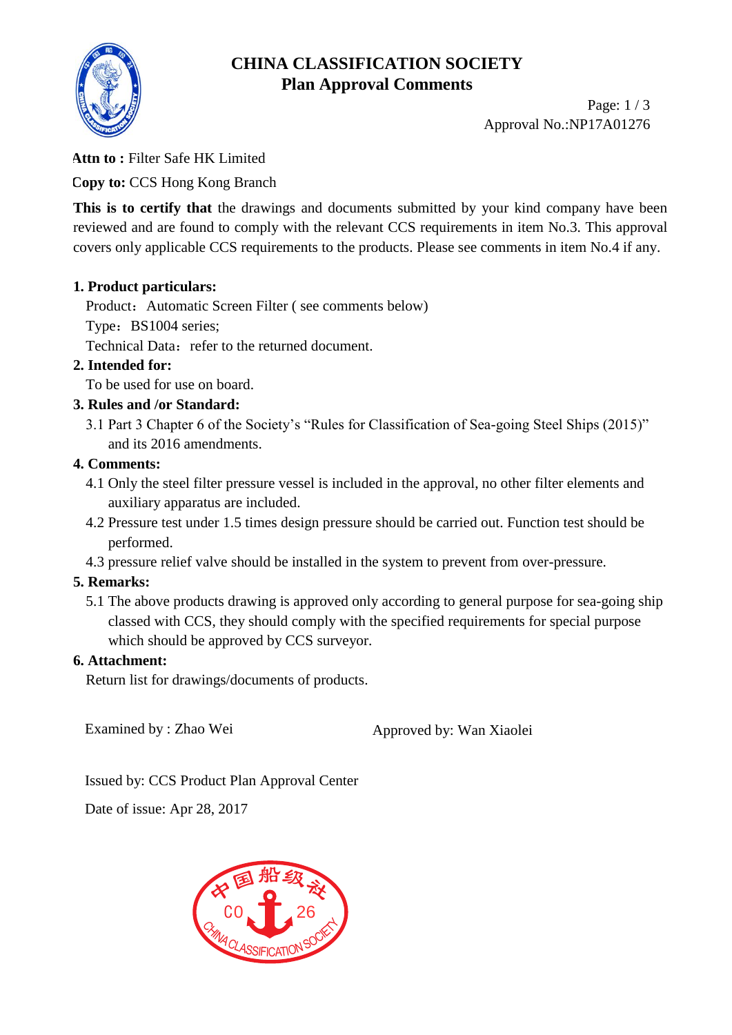# CHINA CLASSIFICATION SOCIETY
## Plan Approval Comments

Approval No.:NP17A01276

**Attn to :** Filter Safe HK Limited

**Copy to:** CCS Hong Kong Branch

**This is to certify that** the drawings and documents submitted by your kind company have been reviewed and are found to comply with the relevant CCS requirements in item No.3. This approval covers only applicable CCS requirements to the products. Please see comments in item No.4 if any.

**1. Product particulars:**

Product：Automatic Screen Filter ( see comments below)

Type：BS1004 series;

Technical Data：refer to the returned document.

**2. Intended for:**

To be used for use on board.

**3. Rules and /or Standard:**

3.1 Part 3 Chapter 6 of the Society's "Rules for Classification of Sea-going Steel Ships (2015)" and its 2016 amendments.

**4. Comments:**

4.1 Only the steel filter pressure vessel is included in the approval, no other filter elements and auxiliary apparatus are included.

4.2 Pressure test under 1.5 times design pressure should be carried out. Function test should be performed.

4.3 pressure relief valve should be installed in the system to prevent from over-pressure.

**5. Remarks:**

5.1 The above products drawing is approved only according to general purpose for sea-going ship classed with CCS, they should comply with the specified requirements for special purpose which should be approved by CCS surveyor.

**6. Attachment:**

Return list for drawings/documents of products.

Examined by : Zhao Wei

Approved by: Wan Xiaolei

Issued by: CCS Product Plan Approval Center

Date of issue: Apr 28, 2017

中国船级社 CO 26 CHINA CLASSIFICATION SOCIETY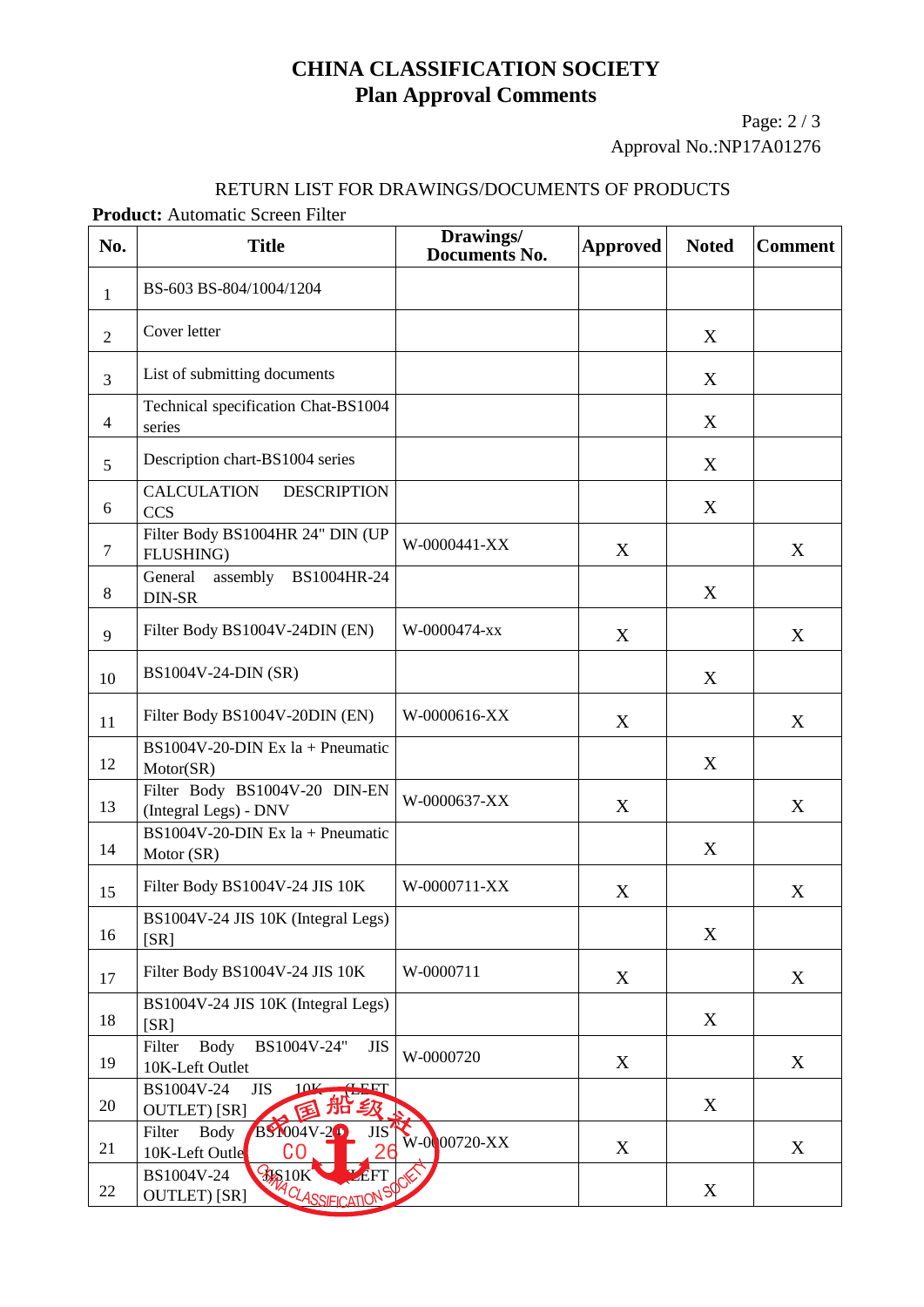# CHINA CLASSIFICATION SOCIETY
## Plan Approval Comments

Approval No.:NP17A01276

RETURN LIST FOR DRAWINGS/DOCUMENTS OF PRODUCTS

**Product:** Automatic Screen Filter

| No. | Title | Drawings/ Documents No. | Approved | Noted | Comment |
|---|---|---|---|---|---|
| 1 | BS-603 BS-804/1004/1204 | | | | |
| 2 | Cover letter | | | X | |
| 3 | List of submitting documents | | | X | |
| 4 | Technical specification Chat-BS1004 series | | | X | |
| 5 | Description chart-BS1004 series | | | X | |
| 6 | CALCULATION DESCRIPTION CCS | | | X | |
| 7 | Filter Body BS1004HR 24" DIN (UP FLUSHING) | W-0000441-XX | X | | X |
| 8 | General assembly BS1004HR-24 DIN-SR | | | X | |
| 9 | Filter Body BS1004V-24DIN (EN) | W-0000474-xx | X | | X |
| 10 | BS1004V-24-DIN (SR) | | | X | |
| 11 | Filter Body BS1004V-20DIN (EN) | W-0000616-XX | X | | X |
| 12 | BS1004V-20-DIN Ex la + Pneumatic Motor(SR) | | | X | |
| 13 | Filter Body BS1004V-20 DIN-EN (Integral Legs) - DNV | W-0000637-XX | X | | X |
| 14 | BS1004V-20-DIN Ex la + Pneumatic Motor (SR) | | | X | |
| 15 | Filter Body BS1004V-24 JIS 10K | W-0000711-XX | X | | X |
| 16 | BS1004V-24 JIS 10K (Integral Legs) [SR] | | | X | |
| 17 | Filter Body BS1004V-24 JIS 10K | W-0000711 | X | | X |
| 18 | BS1004V-24 JIS 10K (Integral Legs) [SR] | | | X | |
| 19 | Filter Body BS1004V-24" JIS 10K-Left Outlet | W-0000720 | X | | X |
| 20 | BS1004V-24 JIS 10K (LEFT OUTLET) [SR] | | | X | |
| 21 | Filter Body BS1004V-24 JIS 10K-Left Outlet | W-0000720-XX | X | | X |
| 22 | BS1004V-24 JIS 10K (LEFT OUTLET) [SR] | | | X | |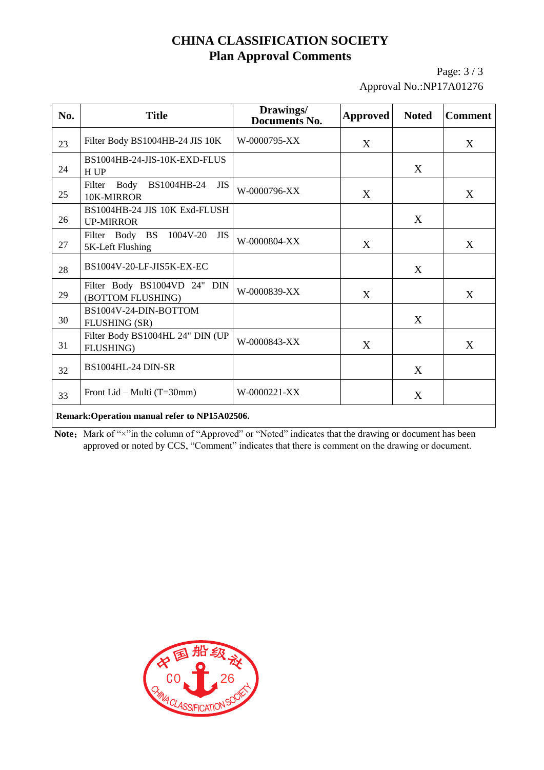# CHINA CLASSIFICATION SOCIETY
## Plan Approval Comments

Page: 3 / 3

Approval No.:NP17A01276

| No. | Title | Drawings/ Documents No. | Approved | Noted | Comment |
|---|---|---|---|---|---|
| 23 | Filter Body BS1004HB-24 JIS 10K | W-0000795-XX | X | | X |
| 24 | BS1004HB-24-JIS-10K-EXD-FLUSH UP | | | X | |
| 25 | Filter Body BS1004HB-24 JIS 10K-MIRROR | W-0000796-XX | X | | X |
| 26 | BS1004HB-24 JIS 10K Exd-FLUSH UP-MIRROR | | | X | |
| 27 | Filter Body BS 1004V-20 JIS 5K-Left Flushing | W-0000804-XX | X | | X |
| 28 | BS1004V-20-LF-JIS5K-EX-EC | | | X | |
| 29 | Filter Body BS1004VD 24" DIN (BOTTOM FLUSHING) | W-0000839-XX | X | | X |
| 30 | BS1004V-24-DIN-BOTTOM FLUSHING (SR) | | | X | |
| 31 | Filter Body BS1004HL 24" DIN (UP FLUSHING) | W-0000843-XX | X | | X |
| 32 | BS1004HL-24 DIN-SR | | | X | |
| 33 | Front Lid – Multi (T=30mm) | W-0000221-XX | | X | |

**Remark:Operation manual refer to NP15A02506.**

**Note**：Mark of "×"in the column of "Approved" or "Noted" indicates that the drawing or document has been approved or noted by CCS, "Comment" indicates that there is comment on the drawing or document.

中国船级社 CO 26 CHINA CLASSIFICATION SOCIETY